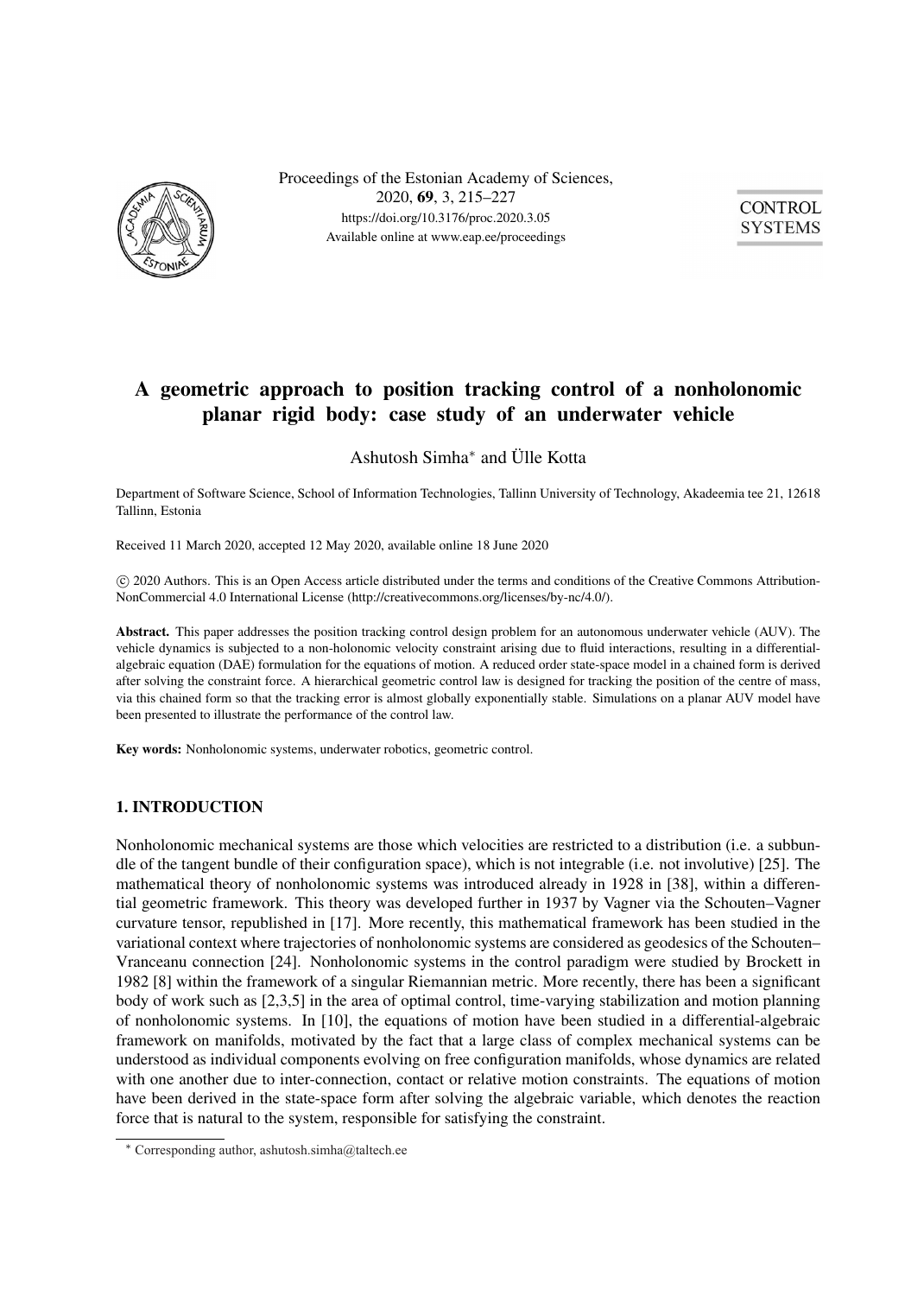Proceedings of the Estonian Academy of Sciences,
2020, **69**, 3, 215–227
https://doi.org/10.3176/proc.2020.3.05
Available online at www.eap.ee/proceedings

CONTROL SYSTEMS

# A geometric approach to position tracking control of a nonholonomic planar rigid body: case study of an underwater vehicle

Ashutosh Simha* and Ülle Kotta

Department of Software Science, School of Information Technologies, Tallinn University of Technology, Akadeemia tee 21, 12618 Tallinn, Estonia

Received 11 March 2020, accepted 12 May 2020, available online 18 June 2020

© 2020 Authors. This is an Open Access article distributed under the terms and conditions of the Creative Commons Attribution-NonCommercial 4.0 International License (http://creativecommons.org/licenses/by-nc/4.0/).

**Abstract.** This paper addresses the position tracking control design problem for an autonomous underwater vehicle (AUV). The vehicle dynamics is subjected to a non-holonomic velocity constraint arising due to fluid interactions, resulting in a differential-algebraic equation (DAE) formulation for the equations of motion. A reduced order state-space model in a chained form is derived after solving the constraint force. A hierarchical geometric control law is designed for tracking the position of the centre of mass, via this chained form so that the tracking error is almost globally exponentially stable. Simulations on a planar AUV model have been presented to illustrate the performance of the control law.

**Key words:** Nonholonomic systems, underwater robotics, geometric control.

## 1. INTRODUCTION

Nonholonomic mechanical systems are those which velocities are restricted to a distribution (i.e. a subbundle of the tangent bundle of their configuration space), which is not integrable (i.e. not involutive) [25]. The mathematical theory of nonholonomic systems was introduced already in 1928 in [38], within a differential geometric framework. This theory was developed further in 1937 by Vagner via the Schouten–Vagner curvature tensor, republished in [17]. More recently, this mathematical framework has been studied in the variational context where trajectories of nonholonomic systems are considered as geodesics of the Schouten–Vranceanu connection [24]. Nonholonomic systems in the control paradigm were studied by Brockett in 1982 [8] within the framework of a singular Riemannian metric. More recently, there has been a significant body of work such as [2,3,5] in the area of optimal control, time-varying stabilization and motion planning of nonholonomic systems. In [10], the equations of motion have been studied in a differential-algebraic framework on manifolds, motivated by the fact that a large class of complex mechanical systems can be understood as individual components evolving on free configuration manifolds, whose dynamics are related with one another due to inter-connection, contact or relative motion constraints. The equations of motion have been derived in the state-space form after solving the algebraic variable, which denotes the reaction force that is natural to the system, responsible for satisfying the constraint.

* Corresponding author, ashutosh.simha@taltech.ee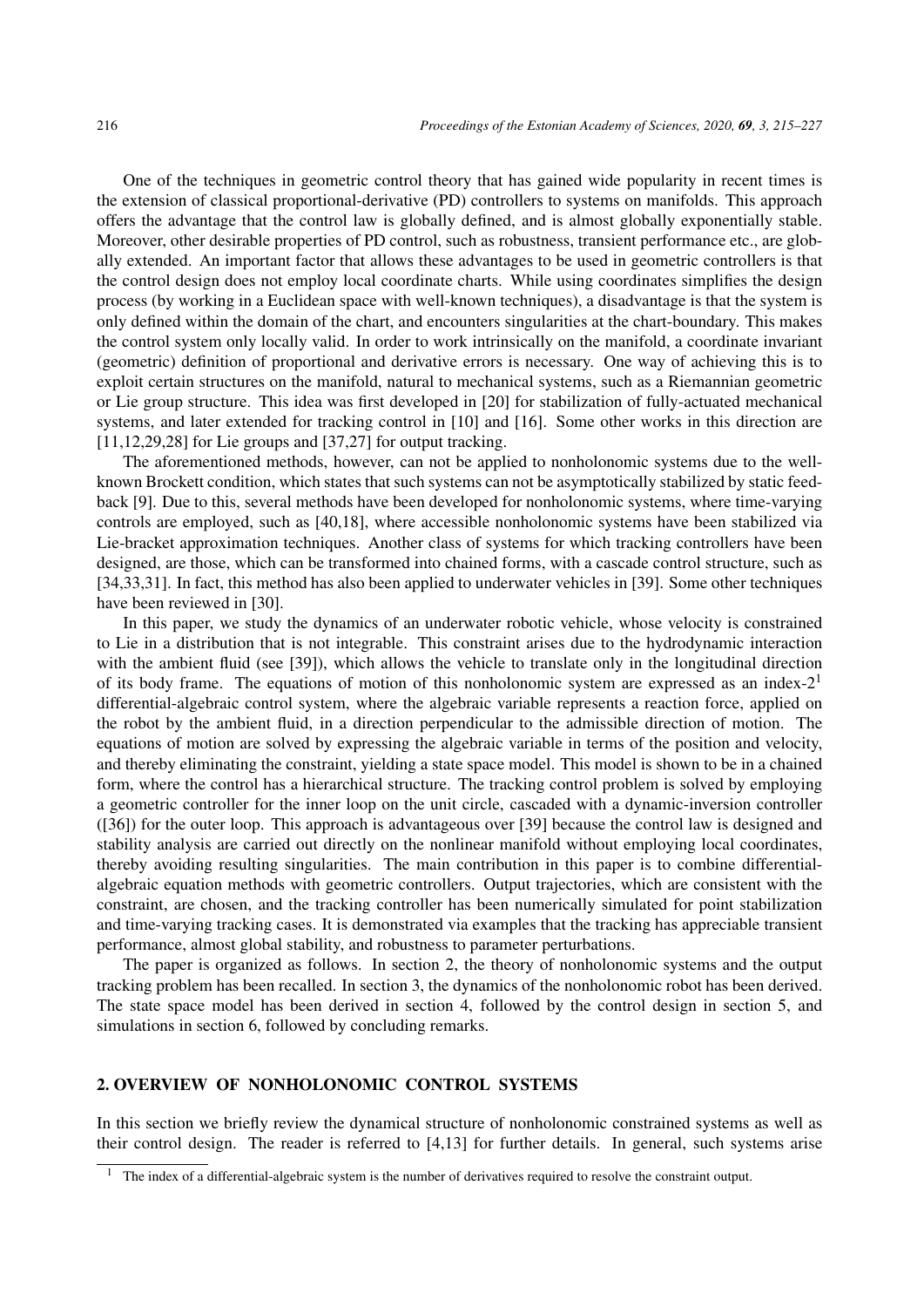One of the techniques in geometric control theory that has gained wide popularity in recent times is the extension of classical proportional-derivative (PD) controllers to systems on manifolds. This approach offers the advantage that the control law is globally defined, and is almost globally exponentially stable. Moreover, other desirable properties of PD control, such as robustness, transient performance etc., are globally extended. An important factor that allows these advantages to be used in geometric controllers is that the control design does not employ local coordinate charts. While using coordinates simplifies the design process (by working in a Euclidean space with well-known techniques), a disadvantage is that the system is only defined within the domain of the chart, and encounters singularities at the chart-boundary. This makes the control system only locally valid. In order to work intrinsically on the manifold, a coordinate invariant (geometric) definition of proportional and derivative errors is necessary. One way of achieving this is to exploit certain structures on the manifold, natural to mechanical systems, such as a Riemannian geometric or Lie group structure. This idea was first developed in [20] for stabilization of fully-actuated mechanical systems, and later extended for tracking control in [10] and [16]. Some other works in this direction are [11,12,29,28] for Lie groups and [37,27] for output tracking.

The aforementioned methods, however, can not be applied to nonholonomic systems due to the well-known Brockett condition, which states that such systems can not be asymptotically stabilized by static feedback [9]. Due to this, several methods have been developed for nonholonomic systems, where time-varying controls are employed, such as [40,18], where accessible nonholonomic systems have been stabilized via Lie-bracket approximation techniques. Another class of systems for which tracking controllers have been designed, are those, which can be transformed into chained forms, with a cascade control structure, such as [34,33,31]. In fact, this method has also been applied to underwater vehicles in [39]. Some other techniques have been reviewed in [30].

In this paper, we study the dynamics of an underwater robotic vehicle, whose velocity is constrained to Lie in a distribution that is not integrable. This constraint arises due to the hydrodynamic interaction with the ambient fluid (see [39]), which allows the vehicle to translate only in the longitudinal direction of its body frame. The equations of motion of this nonholonomic system are expressed as an index-2[1] differential-algebraic control system, where the algebraic variable represents a reaction force, applied on the robot by the ambient fluid, in a direction perpendicular to the admissible direction of motion. The equations of motion are solved by expressing the algebraic variable in terms of the position and velocity, and thereby eliminating the constraint, yielding a state space model. This model is shown to be in a chained form, where the control has a hierarchical structure. The tracking control problem is solved by employing a geometric controller for the inner loop on the unit circle, cascaded with a dynamic-inversion controller ([36]) for the outer loop. This approach is advantageous over [39] because the control law is designed and stability analysis are carried out directly on the nonlinear manifold without employing local coordinates, thereby avoiding resulting singularities. The main contribution in this paper is to combine differential-algebraic equation methods with geometric controllers. Output trajectories, which are consistent with the constraint, are chosen, and the tracking controller has been numerically simulated for point stabilization and time-varying tracking cases. It is demonstrated via examples that the tracking has appreciable transient performance, almost global stability, and robustness to parameter perturbations.

The paper is organized as follows. In section 2, the theory of nonholonomic systems and the output tracking problem has been recalled. In section 3, the dynamics of the nonholonomic robot has been derived. The state space model has been derived in section 4, followed by the control design in section 5, and simulations in section 6, followed by concluding remarks.

## 2. OVERVIEW OF NONHOLONOMIC CONTROL SYSTEMS

In this section we briefly review the dynamical structure of nonholonomic constrained systems as well as their control design. The reader is referred to [4,13] for further details. In general, such systems arise

[1] The index of a differential-algebraic system is the number of derivatives required to resolve the constraint output.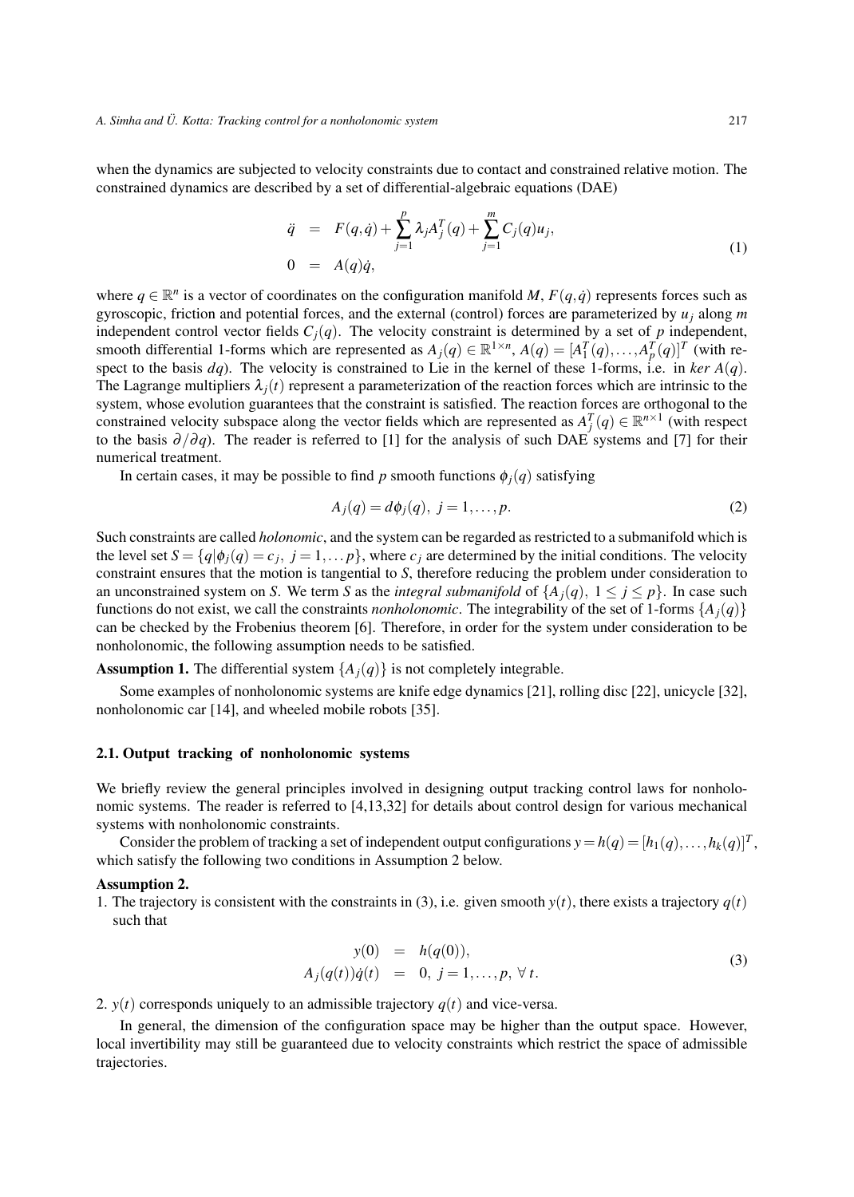when the dynamics are subjected to velocity constraints due to contact and constrained relative motion. The constrained dynamics are described by a set of differential-algebraic equations (DAE)

$$
\begin{aligned}
\ddot{q} &= F(q,\dot{q}) + \sum_{j=1}^{p} \lambda_j A_j^T(q) + \sum_{j=1}^{m} C_j(q) u_j, \\
0 &= A(q)\dot{q},
\end{aligned}
\tag{1}
$$

where $q \in \mathbb{R}^n$ is a vector of coordinates on the configuration manifold $M$, $F(q,\dot{q})$ represents forces such as gyroscopic, friction and potential forces, and the external (control) forces are parameterized by $u_j$ along $m$ independent control vector fields $C_j(q)$. The velocity constraint is determined by a set of $p$ independent, smooth differential 1-forms which are represented as $A_j(q) \in \mathbb{R}^{1\times n}$, $A(q) = [A_1^T(q), \ldots, A_p^T(q)]^T$ (with respect to the basis $dq$). The velocity is constrained to Lie in the kernel of these 1-forms, i.e. in *ker* $A(q)$. The Lagrange multipliers $\lambda_j(t)$ represent a parameterization of the reaction forces which are intrinsic to the system, whose evolution guarantees that the constraint is satisfied. The reaction forces are orthogonal to the constrained velocity subspace along the vector fields which are represented as $A_j^T(q) \in \mathbb{R}^{n\times 1}$ (with respect to the basis $\partial/\partial q$). The reader is referred to [1] for the analysis of such DAE systems and [7] for their numerical treatment.

In certain cases, it may be possible to find $p$ smooth functions $\phi_j(q)$ satisfying

$$
A_j(q) = d\phi_j(q), \; j = 1, \ldots, p.
\tag{2}
$$

Such constraints are called *holonomic*, and the system can be regarded as restricted to a submanifold which is the level set $S = \{q | \phi_j(q) = c_j, \; j = 1, \ldots p\}$, where $c_j$ are determined by the initial conditions. The velocity constraint ensures that the motion is tangential to $S$, therefore reducing the problem under consideration to an unconstrained system on $S$. We term $S$ as the *integral submanifold* of $\{A_j(q), \; 1 \leq j \leq p\}$. In case such functions do not exist, we call the constraints *nonholonomic*. The integrability of the set of 1-forms $\{A_j(q)\}$ can be checked by the Frobenius theorem [6]. Therefore, in order for the system under consideration to be nonholonomic, the following assumption needs to be satisfied.

**Assumption 1.** The differential system $\{A_j(q)\}$ is not completely integrable.

Some examples of nonholonomic systems are knife edge dynamics [21], rolling disc [22], unicycle [32], nonholonomic car [14], and wheeled mobile robots [35].

### 2.1. Output tracking of nonholonomic systems

We briefly review the general principles involved in designing output tracking control laws for nonholonomic systems. The reader is referred to [4,13,32] for details about control design for various mechanical systems with nonholonomic constraints.

Consider the problem of tracking a set of independent output configurations $y = h(q) = [h_1(q), \ldots, h_k(q)]^T$, which satisfy the following two conditions in Assumption 2 below.

**Assumption 2.**

1. The trajectory is consistent with the constraints in (3), i.e. given smooth $y(t)$, there exists a trajectory $q(t)$ such that

$$
\begin{aligned}
y(0) &= h(q(0)), \\
A_j(q(t))\dot{q}(t) &= 0, \; j = 1, \ldots, p, \; \forall \, t.
\end{aligned}
\tag{3}
$$

2. $y(t)$ corresponds uniquely to an admissible trajectory $q(t)$ and vice-versa.

In general, the dimension of the configuration space may be higher than the output space. However, local invertibility may still be guaranteed due to velocity constraints which restrict the space of admissible trajectories.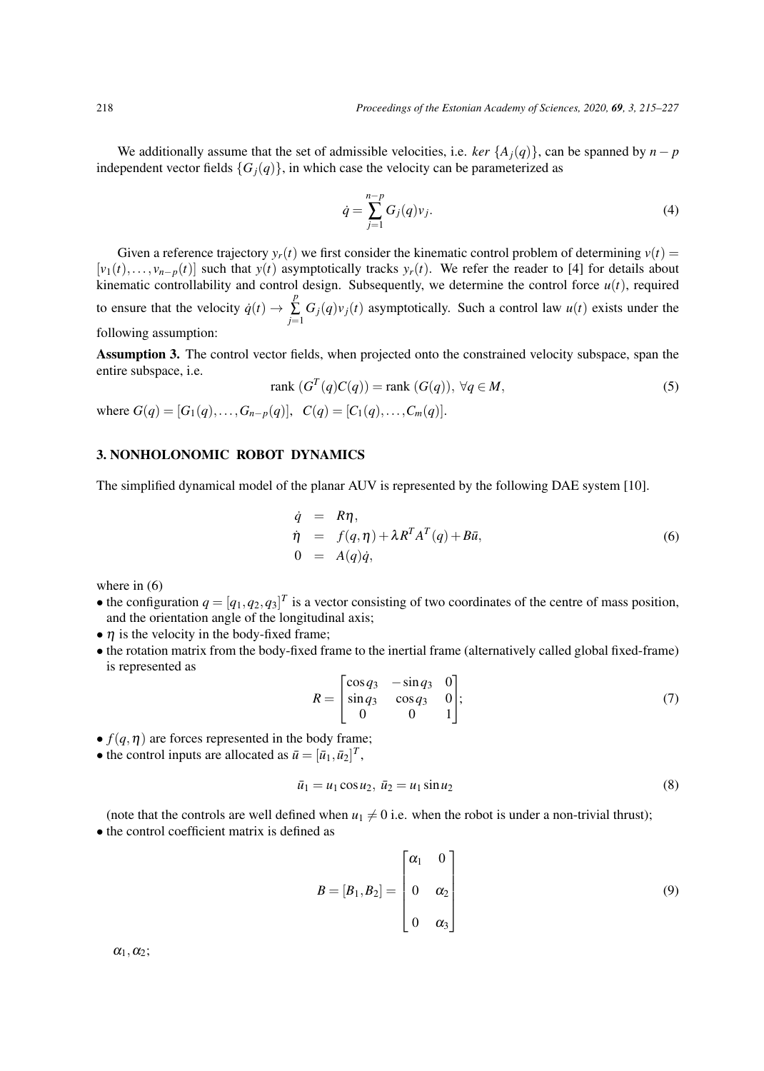We additionally assume that the set of admissible velocities, i.e. *ker* $\{A_j(q)\}$, can be spanned by $n-p$ independent vector fields $\{G_j(q)\}$, in which case the velocity can be parameterized as

$$\dot{q} = \sum_{j=1}^{n-p} G_j(q) v_j. \tag{4}$$

Given a reference trajectory $y_r(t)$ we first consider the kinematic control problem of determining $v(t) = [v_1(t), \ldots, v_{n-p}(t)]$ such that $y(t)$ asymptotically tracks $y_r(t)$. We refer the reader to [4] for details about kinematic controllability and control design. Subsequently, we determine the control force $u(t)$, required to ensure that the velocity $\dot{q}(t) \to \sum_{j=1}^{p} G_j(q) v_j(t)$ asymptotically. Such a control law $u(t)$ exists under the following assumption:

**Assumption 3.** The control vector fields, when projected onto the constrained velocity subspace, span the entire subspace, i.e.

$$\text{rank } (G^T(q)C(q)) = \text{rank } (G(q)), \ \forall q \in M, \tag{5}$$

where $G(q) = [G_1(q), \ldots, G_{n-p}(q)], \ \ C(q) = [C_1(q), \ldots, C_m(q)]$.

## 3. NONHOLONOMIC ROBOT DYNAMICS

The simplified dynamical model of the planar AUV is represented by the following DAE system [10].

$$\begin{aligned} \dot{q} &= R\eta, \\ \dot{\eta} &= f(q,\eta) + \lambda R^T A^T(q) + B\bar{u}, \\ 0 &= A(q)\dot{q}, \end{aligned} \tag{6}$$

where in (6)

- the configuration $q = [q_1, q_2, q_3]^T$ is a vector consisting of two coordinates of the centre of mass position, and the orientation angle of the longitudinal axis;
- $\eta$ is the velocity in the body-fixed frame;
- the rotation matrix from the body-fixed frame to the inertial frame (alternatively called global fixed-frame) is represented as

$$R = \begin{bmatrix} \cos q_3 & -\sin q_3 & 0 \\ \sin q_3 & \cos q_3 & 0 \\ 0 & 0 & 1 \end{bmatrix}; \tag{7}$$

- $f(q,\eta)$ are forces represented in the body frame;
- the control inputs are allocated as $\bar{u} = [\bar{u}_1, \bar{u}_2]^T$,

$$\bar{u}_1 = u_1 \cos u_2, \ \bar{u}_2 = u_1 \sin u_2 \tag{8}$$

(note that the controls are well defined when $u_1 \neq 0$ i.e. when the robot is under a non-trivial thrust);

- the control coefficient matrix is defined as

$$B = [B_1, B_2] = \begin{bmatrix} \alpha_1 & 0 \\ 0 & \alpha_2 \\ 0 & \alpha_3 \end{bmatrix} \tag{9}$$

$\alpha_1, \alpha_2$;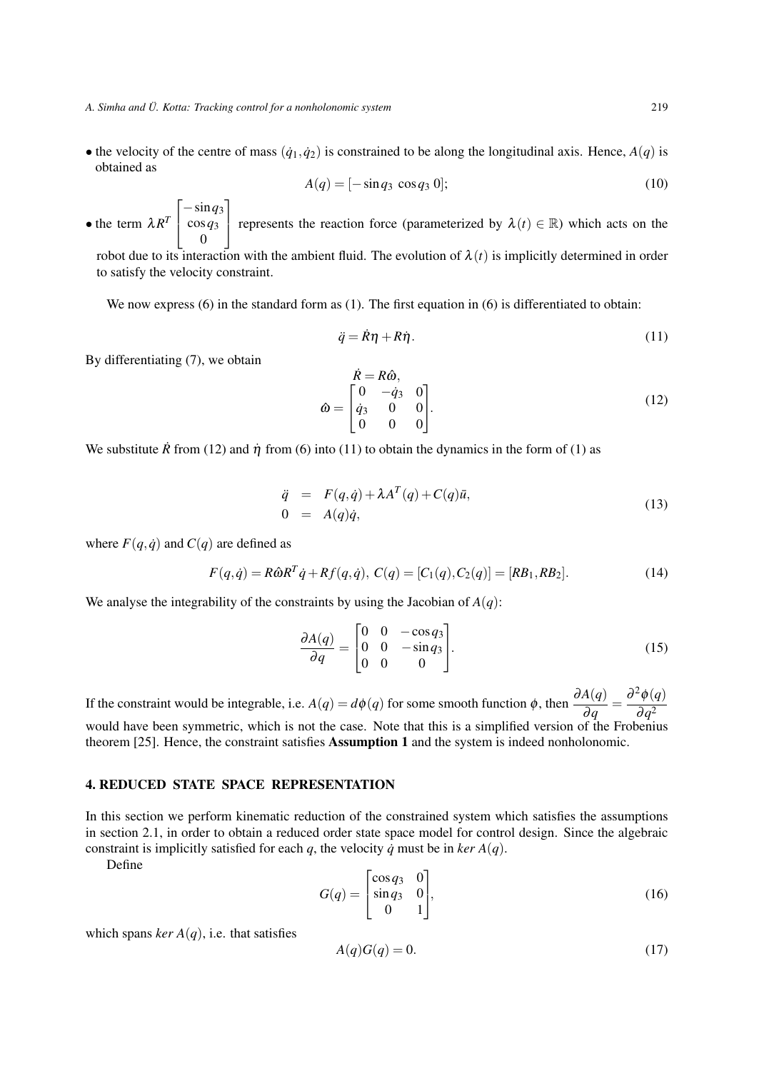- the velocity of the centre of mass $(\dot{q}_1, \dot{q}_2)$ is constrained to be along the longitudinal axis. Hence, $A(q)$ is obtained as

$$A(q) = [-\sin q_3 \;\; \cos q_3 \;\; 0]; \tag{10}$$

- the term $\lambda R^T \begin{bmatrix} -\sin q_3 \\ \cos q_3 \\ 0 \end{bmatrix}$ represents the reaction force (parameterized by $\lambda(t) \in \mathbb{R}$) which acts on the robot due to its interaction with the ambient fluid. The evolution of $\lambda(t)$ is implicitly determined in order to satisfy the velocity constraint.

We now express (6) in the standard form as (1). The first equation in (6) is differentiated to obtain:

$$\ddot{q} = \dot{R}\eta + R\dot{\eta}. \tag{11}$$

By differentiating (7), we obtain

$$\begin{gathered} \dot{R} = R\hat{\omega}, \\ \hat{\omega} = \begin{bmatrix} 0 & -\dot{q}_3 & 0 \\ \dot{q}_3 & 0 & 0 \\ 0 & 0 & 0 \end{bmatrix}. \end{gathered} \tag{12}$$

We substitute $\dot{R}$ from (12) and $\dot{\eta}$ from (6) into (11) to obtain the dynamics in the form of (1) as

$$\begin{aligned} \ddot{q} &= F(q,\dot{q}) + \lambda A^T(q) + C(q)\bar{u}, \\ 0 &= A(q)\dot{q}, \end{aligned} \tag{13}$$

where $F(q,\dot{q})$ and $C(q)$ are defined as

$$F(q,\dot{q}) = R\hat{\omega}R^T\dot{q} + Rf(q,\dot{q}),\; C(q) = [C_1(q), C_2(q)] = [RB_1, RB_2]. \tag{14}$$

We analyse the integrability of the constraints by using the Jacobian of $A(q)$:

$$\frac{\partial A(q)}{\partial q} = \begin{bmatrix} 0 & 0 & -\cos q_3 \\ 0 & 0 & -\sin q_3 \\ 0 & 0 & 0 \end{bmatrix}. \tag{15}$$

If the constraint would be integrable, i.e. $A(q) = d\phi(q)$ for some smooth function $\phi$, then $\dfrac{\partial A(q)}{\partial q} = \dfrac{\partial^2 \phi(q)}{\partial q^2}$ would have been symmetric, which is not the case. Note that this is a simplified version of the Frobenius theorem [25]. Hence, the constraint satisfies **Assumption 1** and the system is indeed nonholonomic.

## 4. REDUCED STATE SPACE REPRESENTATION

In this section we perform kinematic reduction of the constrained system which satisfies the assumptions in section 2.1, in order to obtain a reduced order state space model for control design. Since the algebraic constraint is implicitly satisfied for each $q$, the velocity $\dot{q}$ must be in *ker* $A(q)$.

Define

$$G(q) = \begin{bmatrix} \cos q_3 & 0 \\ \sin q_3 & 0 \\ 0 & 1 \end{bmatrix}, \tag{16}$$

which spans *ker* $A(q)$, i.e. that satisfies

$$A(q)G(q) = 0. \tag{17}$$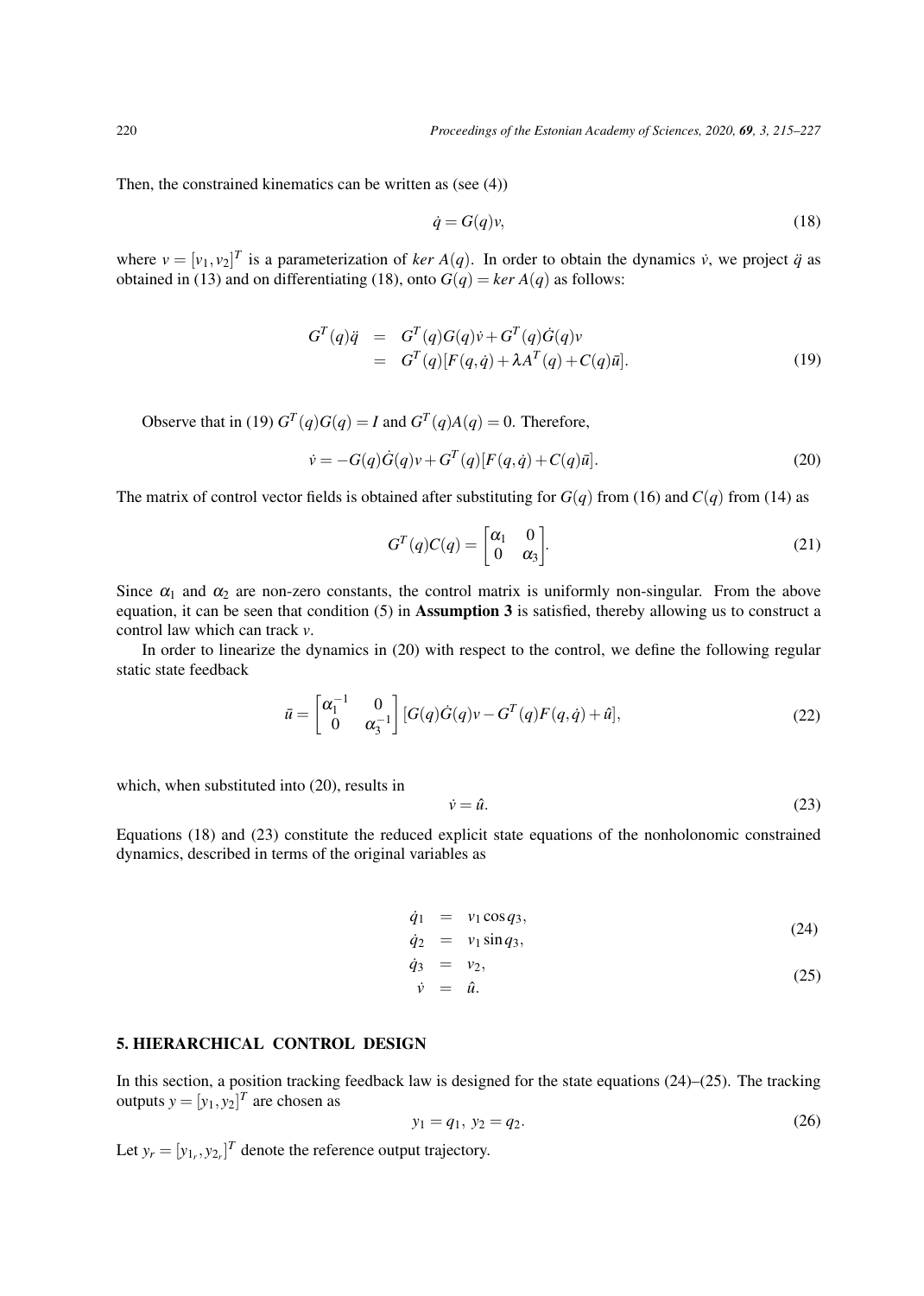Then, the constrained kinematics can be written as (see (4))

$$\dot{q} = G(q)v, \tag{18}$$

where $v = [v_1, v_2]^T$ is a parameterization of $ker\ A(q)$. In order to obtain the dynamics $\dot{v}$, we project $\ddot{q}$ as obtained in (13) and on differentiating (18), onto $G(q) = ker\ A(q)$ as follows:

$$\begin{aligned} G^T(q)\ddot{q} &= G^T(q)G(q)\dot{v} + G^T(q)\dot{G}(q)v \\ &= G^T(q)[F(q,\dot{q}) + \lambda A^T(q) + C(q)\bar{u}]. \end{aligned} \tag{19}$$

Observe that in (19) $G^T(q)G(q) = I$ and $G^T(q)A(q) = 0$. Therefore,

$$\dot{v} = -G(q)\dot{G}(q)v + G^T(q)[F(q,\dot{q}) + C(q)\bar{u}]. \tag{20}$$

The matrix of control vector fields is obtained after substituting for $G(q)$ from (16) and $C(q)$ from (14) as

$$G^T(q)C(q) = \begin{bmatrix} \alpha_1 & 0 \\ 0 & \alpha_3 \end{bmatrix}. \tag{21}$$

Since $\alpha_1$ and $\alpha_2$ are non-zero constants, the control matrix is uniformly non-singular. From the above equation, it can be seen that condition (5) in **Assumption 3** is satisfied, thereby allowing us to construct a control law which can track $v$.

In order to linearize the dynamics in (20) with respect to the control, we define the following regular static state feedback

$$\bar{u} = \begin{bmatrix} \alpha_1^{-1} & 0 \\ 0 & \alpha_3^{-1} \end{bmatrix} [G(q)\dot{G}(q)v - G^T(q)F(q,\dot{q}) + \hat{u}], \tag{22}$$

which, when substituted into (20), results in

$$\dot{v} = \hat{u}. \tag{23}$$

Equations (18) and (23) constitute the reduced explicit state equations of the nonholonomic constrained dynamics, described in terms of the original variables as

$$\begin{aligned} \dot{q}_1 &= v_1 \cos q_3, \\ \dot{q}_2 &= v_1 \sin q_3, \end{aligned} \tag{24}$$

$$\begin{aligned} \dot{q}_3 &= v_2, \\ \dot{v} &= \hat{u}. \end{aligned} \tag{25}$$

## 5. HIERARCHICAL CONTROL DESIGN

In this section, a position tracking feedback law is designed for the state equations (24)–(25). The tracking outputs $y = [y_1, y_2]^T$ are chosen as

$$y_1 = q_1,\ y_2 = q_2. \tag{26}$$

Let $y_r = [y_{1_r}, y_{2_r}]^T$ denote the reference output trajectory.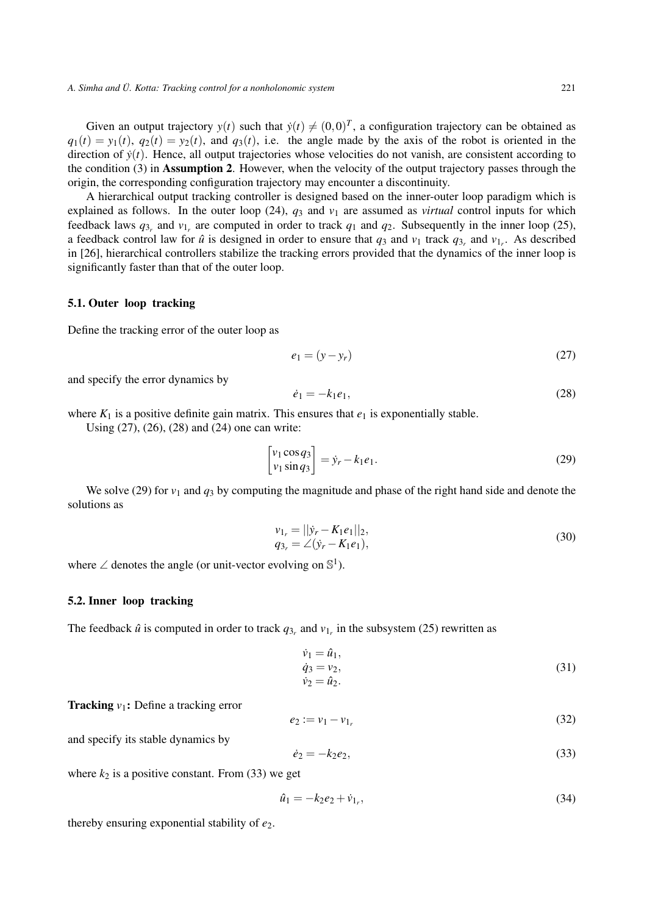Given an output trajectory $y(t)$ such that $\dot{y}(t) \neq (0,0)^T$, a configuration trajectory can be obtained as $q_1(t) = y_1(t)$, $q_2(t) = y_2(t)$, and $q_3(t)$, i.e. the angle made by the axis of the robot is oriented in the direction of $\dot{y}(t)$. Hence, all output trajectories whose velocities do not vanish, are consistent according to the condition (3) in **Assumption 2**. However, when the velocity of the output trajectory passes through the origin, the corresponding configuration trajectory may encounter a discontinuity.

A hierarchical output tracking controller is designed based on the inner-outer loop paradigm which is explained as follows. In the outer loop (24), $q_3$ and $v_1$ are assumed as *virtual* control inputs for which feedback laws $q_{3_r}$ and $v_{1_r}$ are computed in order to track $q_1$ and $q_2$. Subsequently in the inner loop (25), a feedback control law for $\hat{u}$ is designed in order to ensure that $q_3$ and $v_1$ track $q_{3_r}$ and $v_{1_r}$. As described in [26], hierarchical controllers stabilize the tracking errors provided that the dynamics of the inner loop is significantly faster than that of the outer loop.

### 5.1. Outer loop tracking

Define the tracking error of the outer loop as

$$e_1 = (y - y_r) \tag{27}$$

and specify the error dynamics by

$$\dot{e}_1 = -k_1 e_1, \tag{28}$$

where $K_1$ is a positive definite gain matrix. This ensures that $e_1$ is exponentially stable.

Using (27), (26), (28) and (24) one can write:

$$\begin{bmatrix} v_1 \cos q_3 \\ v_1 \sin q_3 \end{bmatrix} = \dot{y}_r - k_1 e_1. \tag{29}$$

We solve (29) for $v_1$ and $q_3$ by computing the magnitude and phase of the right hand side and denote the solutions as

$$\begin{aligned} v_{1_r} &= ||\dot{y}_r - K_1 e_1||_2, \\ q_{3_r} &= \angle(\dot{y}_r - K_1 e_1), \end{aligned} \tag{30}$$

where $\angle$ denotes the angle (or unit-vector evolving on $\mathbb{S}^1$).

### 5.2. Inner loop tracking

The feedback $\hat{u}$ is computed in order to track $q_{3_r}$ and $v_{1_r}$ in the subsystem (25) rewritten as

$$\begin{aligned} \dot{v}_1 &= \hat{u}_1, \\ \dot{q}_3 &= v_2, \\ \dot{v}_2 &= \hat{u}_2. \end{aligned} \tag{31}$$

**Tracking $v_1$:** Define a tracking error

$$e_2 := v_1 - v_{1_r} \tag{32}$$

and specify its stable dynamics by

$$\dot{e}_2 = -k_2 e_2, \tag{33}$$

where $k_2$ is a positive constant. From (33) we get

$$\hat{u}_1 = -k_2 e_2 + \dot{v}_{1_r}, \tag{34}$$

thereby ensuring exponential stability of $e_2$.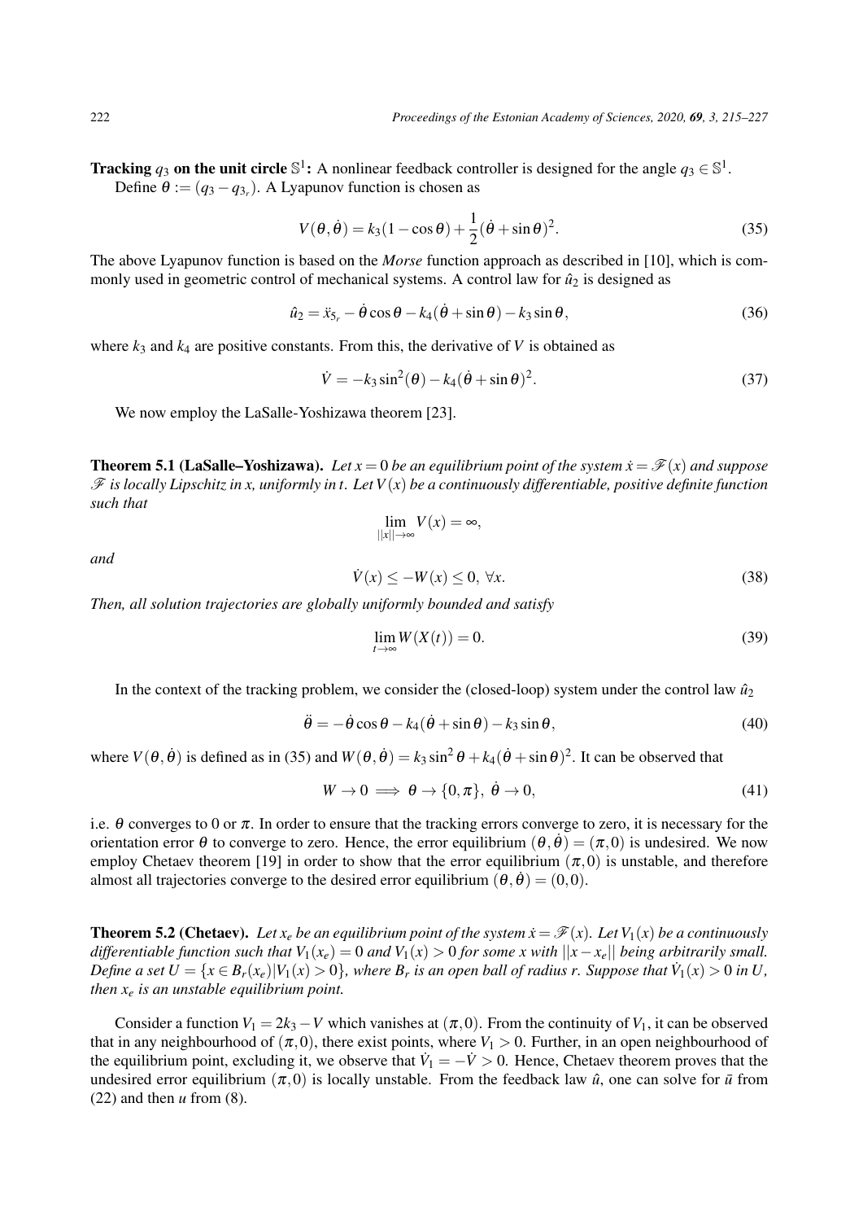**Tracking $q_3$ on the unit circle $\mathbb{S}^1$:** A nonlinear feedback controller is designed for the angle $q_3 \in \mathbb{S}^1$.

Define $\theta := (q_3 - q_{3_r})$. A Lyapunov function is chosen as

$$V(\theta, \dot{\theta}) = k_3(1 - \cos\theta) + \frac{1}{2}(\dot{\theta} + \sin\theta)^2. \tag{35}$$

The above Lyapunov function is based on the *Morse* function approach as described in [10], which is commonly used in geometric control of mechanical systems. A control law for $\hat{u}_2$ is designed as

$$\hat{u}_2 = \ddot{x}_{5_r} - \dot{\theta}\cos\theta - k_4(\dot{\theta} + \sin\theta) - k_3 \sin\theta, \tag{36}$$

where $k_3$ and $k_4$ are positive constants. From this, the derivative of $V$ is obtained as

$$\dot{V} = -k_3 \sin^2(\theta) - k_4(\dot{\theta} + \sin\theta)^2. \tag{37}$$

We now employ the LaSalle-Yoshizawa theorem [23].

**Theorem 5.1 (LaSalle–Yoshizawa).** *Let $x = 0$ be an equilibrium point of the system $\dot{x} = \mathscr{F}(x)$ and suppose $\mathscr{F}$ is locally Lipschitz in $x$, uniformly in $t$. Let $V(x)$ be a continuously differentiable, positive definite function such that*

$$\lim_{||x|| \to \infty} V(x) = \infty,$$

*and*

$$\dot{V}(x) \leq -W(x) \leq 0, \; \forall x. \tag{38}$$

*Then, all solution trajectories are globally uniformly bounded and satisfy*

$$\lim_{t \to \infty} W(X(t)) = 0. \tag{39}$$

In the context of the tracking problem, we consider the (closed-loop) system under the control law $\hat{u}_2$

$$\ddot{\theta} = -\dot{\theta}\cos\theta - k_4(\dot{\theta} + \sin\theta) - k_3 \sin\theta, \tag{40}$$

where $V(\theta, \dot{\theta})$ is defined as in (35) and $W(\theta, \dot{\theta}) = k_3 \sin^2\theta + k_4(\dot{\theta} + \sin\theta)^2$. It can be observed that

$$W \to 0 \implies \theta \to \{0, \pi\}, \; \dot{\theta} \to 0, \tag{41}$$

i.e. $\theta$ converges to 0 or $\pi$. In order to ensure that the tracking errors converge to zero, it is necessary for the orientation error $\theta$ to converge to zero. Hence, the error equilibrium $(\theta, \dot{\theta}) = (\pi, 0)$ is undesired. We now employ Chetaev theorem [19] in order to show that the error equilibrium $(\pi, 0)$ is unstable, and therefore almost all trajectories converge to the desired error equilibrium $(\theta, \dot{\theta}) = (0, 0)$.

**Theorem 5.2 (Chetaev).** *Let $x_e$ be an equilibrium point of the system $\dot{x} = \mathscr{F}(x)$. Let $V_1(x)$ be a continuously differentiable function such that $V_1(x_e) = 0$ and $V_1(x) > 0$ for some $x$ with $||x - x_e||$ being arbitrarily small. Define a set $U = \{x \in B_r(x_e) | V_1(x) > 0\}$, where $B_r$ is an open ball of radius $r$. Suppose that $\dot{V}_1(x) > 0$ in $U$, then $x_e$ is an unstable equilibrium point.*

Consider a function $V_1 = 2k_3 - V$ which vanishes at $(\pi, 0)$. From the continuity of $V_1$, it can be observed that in any neighbourhood of $(\pi, 0)$, there exist points, where $V_1 > 0$. Further, in an open neighbourhood of the equilibrium point, excluding it, we observe that $\dot{V}_1 = -\dot{V} > 0$. Hence, Chetaev theorem proves that the undesired error equilibrium $(\pi, 0)$ is locally unstable. From the feedback law $\hat{u}$, one can solve for $\bar{u}$ from (22) and then $u$ from (8).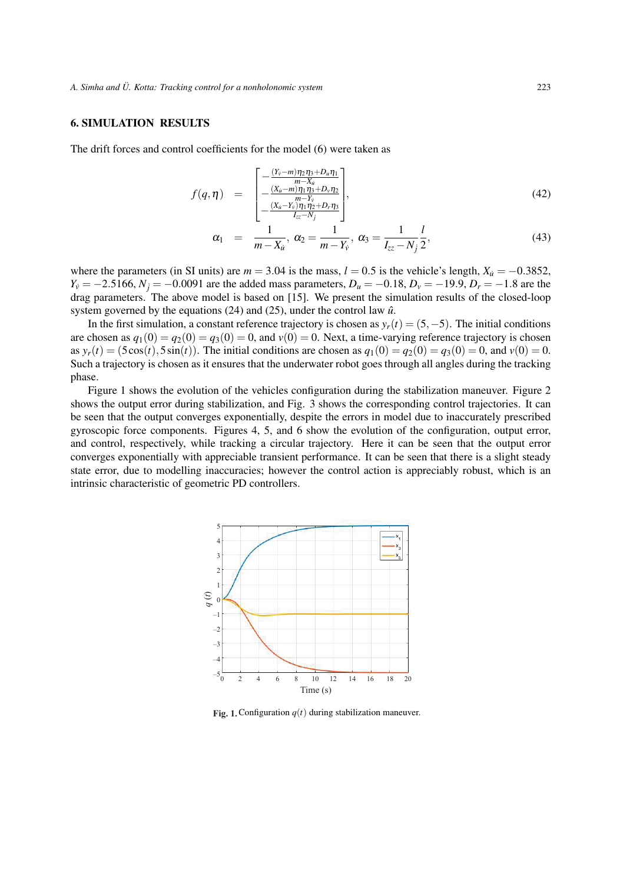## 6. SIMULATION RESULTS

The drift forces and control coefficients for the model (6) were taken as

$$f(q,\eta) = \begin{bmatrix} -\frac{(Y_{\dot{v}}-m)\eta_2\eta_3+D_u\eta_1}{m-X_{\dot{u}}} \\ -\frac{(X_{\dot{u}}-m)\eta_1\eta_3+D_v\eta_2}{m-Y_{\dot{v}}} \\ -\frac{(X_{\dot{u}}-Y_{\dot{v}})\eta_1\eta_2+D_r\eta_3}{I_{zz}-N_{\dot{j}}} \end{bmatrix}, \tag{42}$$

$$\alpha_1 = \frac{1}{m-X_{\dot{u}}},\ \alpha_2 = \frac{1}{m-Y_{\dot{v}}},\ \alpha_3 = \frac{1}{I_{zz}-N_{\dot{j}}}\frac{l}{2}, \tag{43}$$

where the parameters (in SI units) are $m = 3.04$ is the mass, $l = 0.5$ is the vehicle's length, $X_{\dot{u}} = -0.3852$, $Y_{\dot{v}} = -2.5166$, $N_{\dot{j}} = -0.0091$ are the added mass parameters, $D_u = -0.18$, $D_v = -19.9$, $D_r = -1.8$ are the drag parameters. The above model is based on [15]. We present the simulation results of the closed-loop system governed by the equations (24) and (25), under the control law $\hat{u}$.

In the first simulation, a constant reference trajectory is chosen as $y_r(t) = (5,-5)$. The initial conditions are chosen as $q_1(0) = q_2(0) = q_3(0) = 0$, and $v(0) = 0$. Next, a time-varying reference trajectory is chosen as $y_r(t) = (5\cos(t), 5\sin(t))$. The initial conditions are chosen as $q_1(0) = q_2(0) = q_3(0) = 0$, and $v(0) = 0$. Such a trajectory is chosen as it ensures that the underwater robot goes through all angles during the tracking phase.

Figure 1 shows the evolution of the vehicles configuration during the stabilization maneuver. Figure 2 shows the output error during stabilization, and Fig. 3 shows the corresponding control trajectories. It can be seen that the output converges exponentially, despite the errors in model due to inaccurately prescribed gyroscopic force components. Figures 4, 5, and 6 show the evolution of the configuration, output error, and control, respectively, while tracking a circular trajectory. Here it can be seen that the output error converges exponentially with appreciable transient performance. It can be seen that there is a slight steady state error, due to modelling inaccuracies; however the control action is appreciably robust, which is an intrinsic characteristic of geometric PD controllers.

**Fig. 1.** Configuration $q(t)$ during stabilization maneuver.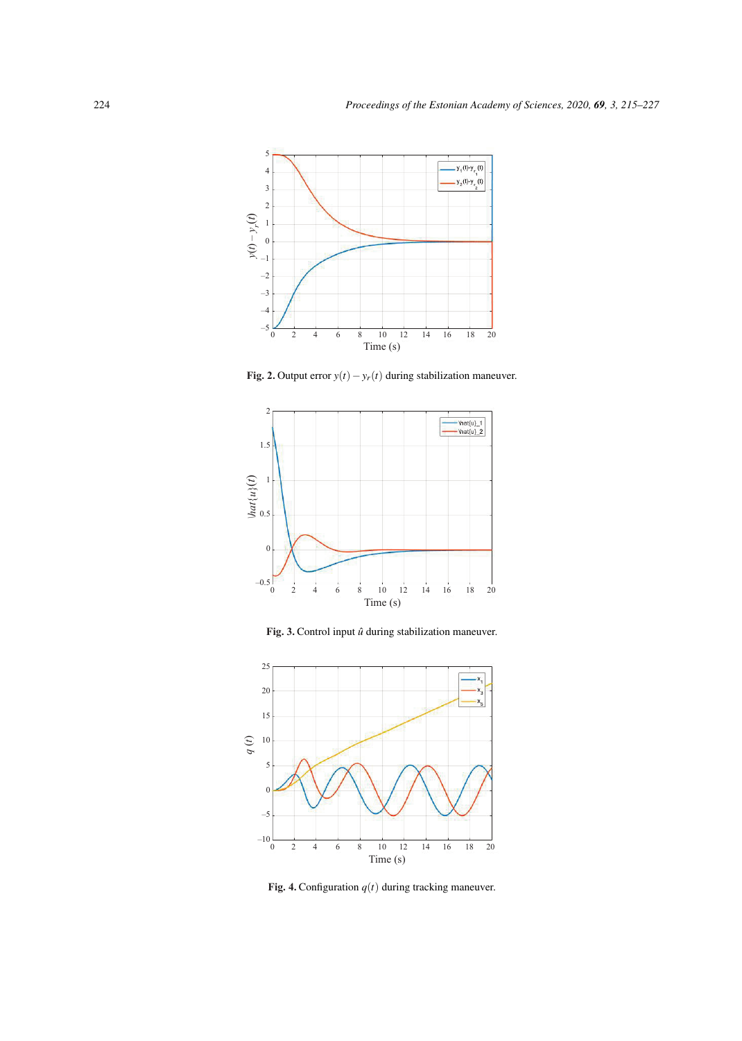**Fig. 2.** Output error $y(t) - y_r(t)$ during stabilization maneuver.

**Fig. 3.** Control input $\hat{u}$ during stabilization maneuver.

**Fig. 4.** Configuration $q(t)$ during tracking maneuver.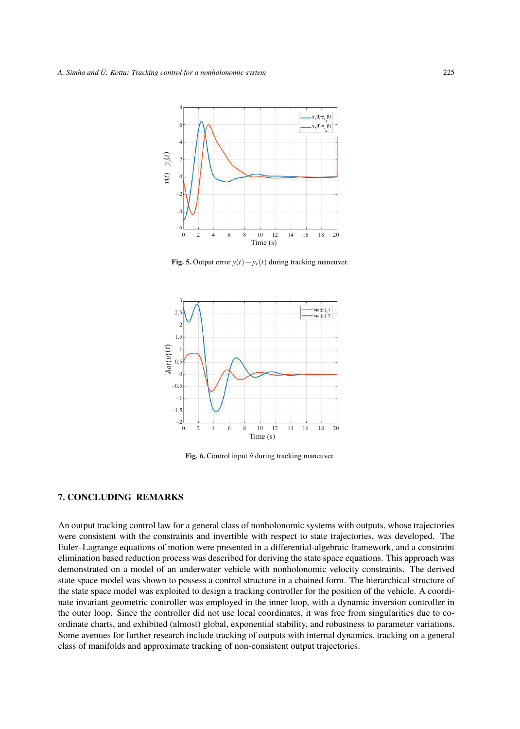**Fig. 5.** Output error $y(t) - y_r(t)$ during tracking maneuver.

**Fig. 6.** Control input $\hat{u}$ during tracking maneuver.

## 7. CONCLUDING REMARKS

An output tracking control law for a general class of nonholonomic systems with outputs, whose trajectories were consistent with the constraints and invertible with respect to state trajectories, was developed. The Euler–Lagrange equations of motion were presented in a differential-algebraic framework, and a constraint elimination based reduction process was described for deriving the state space equations. This approach was demonstrated on a model of an underwater vehicle with nonholonomic velocity constraints. The derived state space model was shown to possess a control structure in a chained form. The hierarchical structure of the state space model was exploited to design a tracking controller for the position of the vehicle. A coordinate invariant geometric controller was employed in the inner loop, with a dynamic inversion controller in the outer loop. Since the controller did not use local coordinates, it was free from singularities due to coordinate charts, and exhibited (almost) global, exponential stability, and robustness to parameter variations. Some avenues for further research include tracking of outputs with internal dynamics, tracking on a general class of manifolds and approximate tracking of non-consistent output trajectories.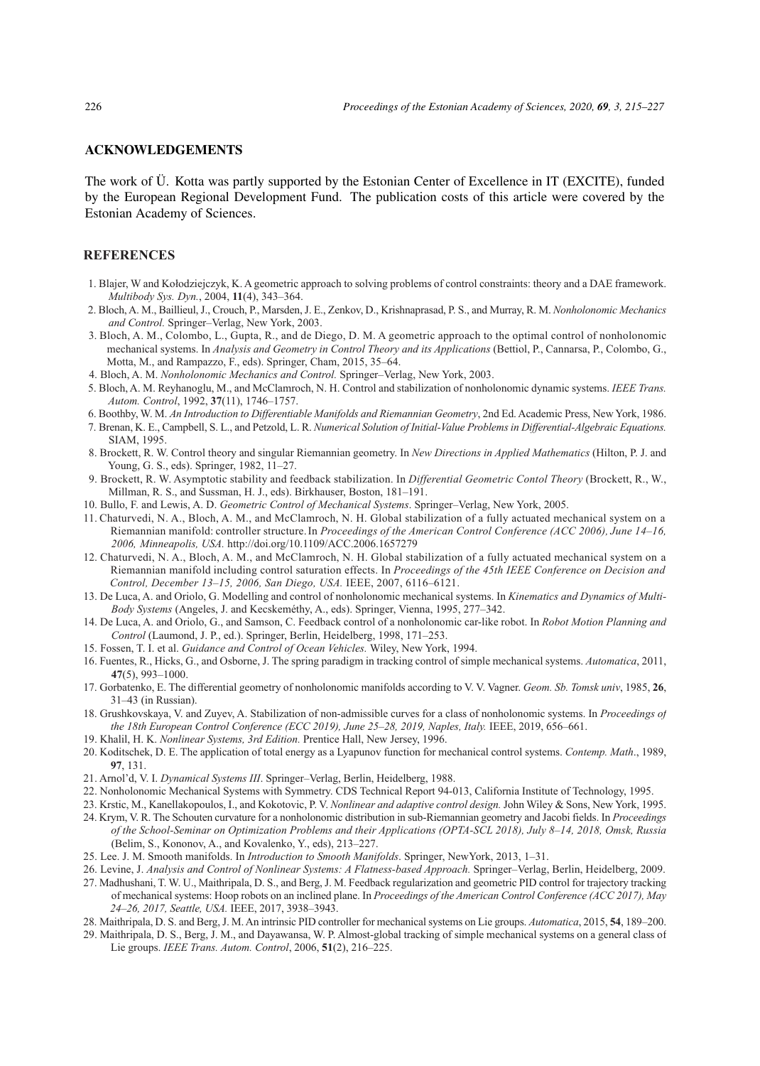## ACKNOWLEDGEMENTS

The work of Ü. Kotta was partly supported by the Estonian Center of Excellence in IT (EXCITE), funded by the European Regional Development Fund. The publication costs of this article were covered by the Estonian Academy of Sciences.

## REFERENCES

1. Blajer, W and Kołodziejczyk, K. A geometric approach to solving problems of control constraints: theory and a DAE framework. *Multibody Sys. Dyn.*, 2004, **11**(4), 343–364.
2. Bloch, A. M., Baillieul, J., Crouch, P., Marsden, J. E., Zenkov, D., Krishnaprasad, P. S., and Murray, R. M. *Nonholonomic Mechanics and Control.* Springer–Verlag, New York, 2003.
3. Bloch, A. M., Colombo, L., Gupta, R., and de Diego, D. M. A geometric approach to the optimal control of nonholonomic mechanical systems. In *Analysis and Geometry in Control Theory and its Applications* (Bettiol, P., Cannarsa, P., Colombo, G., Motta, M., and Rampazzo, F., eds). Springer, Cham, 2015, 35–64.
4. Bloch, A. M. *Nonholonomic Mechanics and Control.* Springer–Verlag, New York, 2003.
5. Bloch, A. M. Reyhanoglu, M., and McClamroch, N. H. Control and stabilization of nonholonomic dynamic systems. *IEEE Trans. Autom. Control*, 1992, **37**(11), 1746–1757.
6. Boothby, W. M. *An Introduction to Differentiable Manifolds and Riemannian Geometry*, 2nd Ed. Academic Press, New York, 1986.
7. Brenan, K. E., Campbell, S. L., and Petzold, L. R. *Numerical Solution of Initial-Value Problems in Differential-Algebraic Equations.* SIAM, 1995.
8. Brockett, R. W. Control theory and singular Riemannian geometry. In *New Directions in Applied Mathematics* (Hilton, P. J. and Young, G. S., eds). Springer, 1982, 11–27.
9. Brockett, R. W. Asymptotic stability and feedback stabilization. In *Differential Geometric Contol Theory* (Brockett, R., W., Millman, R. S., and Sussman, H. J., eds). Birkhauser, Boston, 181–191.
10. Bullo, F. and Lewis, A. D. *Geometric Control of Mechanical Systems.* Springer–Verlag, New York, 2005.
11. Chaturvedi, N. A., Bloch, A. M., and McClamroch, N. H. Global stabilization of a fully actuated mechanical system on a Riemannian manifold: controller structure. In *Proceedings of the American Control Conference (ACC 2006), June 14–16, 2006, Minneapolis, USA.* http://doi.org/10.1109/ACC.2006.1657279
12. Chaturvedi, N. A., Bloch, A. M., and McClamroch, N. H. Global stabilization of a fully actuated mechanical system on a Riemannian manifold including control saturation effects. In *Proceedings of the 45th IEEE Conference on Decision and Control, December 13–15, 2006, San Diego, USA.* IEEE, 2007, 6116–6121.
13. De Luca, A. and Oriolo, G. Modelling and control of nonholonomic mechanical systems. In *Kinematics and Dynamics of Multi-Body Systems* (Angeles, J. and Kecskeméthy, A., eds). Springer, Vienna, 1995, 277–342.
14. De Luca, A. and Oriolo, G., and Samson, C. Feedback control of a nonholonomic car-like robot. In *Robot Motion Planning and Control* (Laumond, J. P., ed.). Springer, Berlin, Heidelberg, 1998, 171–253.
15. Fossen, T. I. et al. *Guidance and Control of Ocean Vehicles.* Wiley, New York, 1994.
16. Fuentes, R., Hicks, G., and Osborne, J. The spring paradigm in tracking control of simple mechanical systems. *Automatica*, 2011, **47**(5), 993–1000.
17. Gorbatenko, E. The differential geometry of nonholonomic manifolds according to V. V. Vagner. *Geom. Sb. Tomsk univ*, 1985, **26**, 31–43 (in Russian).
18. Grushkovskaya, V. and Zuyev, A. Stabilization of non-admissible curves for a class of nonholonomic systems. In *Proceedings of the 18th European Control Conference (ECC 2019), June 25–28, 2019, Naples, Italy.* IEEE, 2019, 656–661.
19. Khalil, H. K. *Nonlinear Systems, 3rd Edition.* Prentice Hall, New Jersey, 1996.
20. Koditschek, D. E. The application of total energy as a Lyapunov function for mechanical control systems. *Contemp. Math*., 1989, **97**, 131.
21. Arnol'd, V. I. *Dynamical Systems III*. Springer–Verlag, Berlin, Heidelberg, 1988.
22. Nonholonomic Mechanical Systems with Symmetry. CDS Technical Report 94-013, California Institute of Technology, 1995.
23. Krstic, M., Kanellakopoulos, I., and Kokotovic, P. V. *Nonlinear and adaptive control design.* John Wiley & Sons, New York, 1995.
24. Krym, V. R. The Schouten curvature for a nonholonomic distribution in sub-Riemannian geometry and Jacobi fields. In *Proceedings of the School-Seminar on Optimization Problems and their Applications (OPTA-SCL 2018), July 8–14, 2018, Omsk, Russia* (Belim, S., Kononov, A., and Kovalenko, Y., eds), 213–227.
25. Lee. J. M. Smooth manifolds. In *Introduction to Smooth Manifolds*. Springer, NewYork, 2013, 1–31.
26. Levine, J. *Analysis and Control of Nonlinear Systems: A Flatness-based Approach.* Springer–Verlag, Berlin, Heidelberg, 2009.
27. Madhushani, T. W. U., Maithripala, D. S., and Berg, J. M. Feedback regularization and geometric PID control for trajectory tracking of mechanical systems: Hoop robots on an inclined plane. In *Proceedings of the American Control Conference (ACC 2017), May 24–26, 2017, Seattle, USA.* IEEE, 2017, 3938–3943.
28. Maithripala, D. S. and Berg, J. M. An intrinsic PID controller for mechanical systems on Lie groups. *Automatica*, 2015, **54**, 189–200.
29. Maithripala, D. S., Berg, J. M., and Dayawansa, W. P. Almost-global tracking of simple mechanical systems on a general class of Lie groups. *IEEE Trans. Autom. Control*, 2006, **51**(2), 216–225.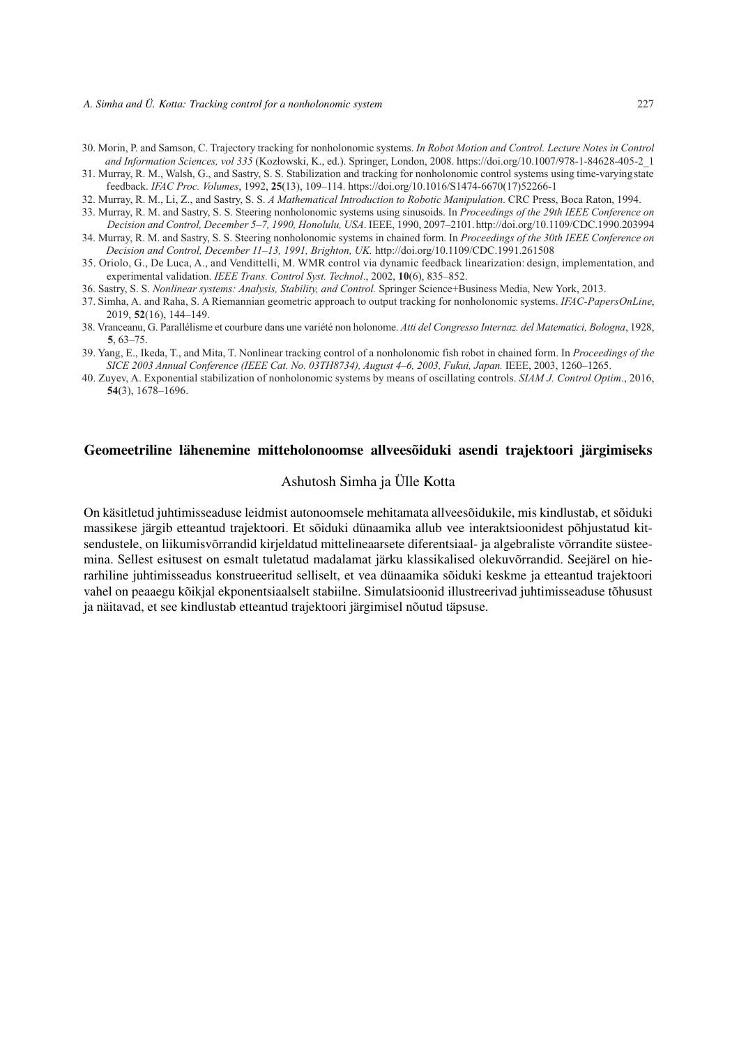30. Morin, P. and Samson, C. Trajectory tracking for nonholonomic systems. *In Robot Motion and Control. Lecture Notes in Control and Information Sciences, vol 335* (Kozłowski, K., ed.). Springer, London, 2008. https://doi.org/10.1007/978-1-84628-405-2_1
31. Murray, R. M., Walsh, G., and Sastry, S. S. Stabilization and tracking for nonholonomic control systems using time-varying state feedback. *IFAC Proc. Volumes*, 1992, **25**(13), 109–114. https://doi.org/10.1016/S1474-6670(17)52266-1
32. Murray, R. M., Li, Z., and Sastry, S. S. *A Mathematical Introduction to Robotic Manipulation*. CRC Press, Boca Raton, 1994.
33. Murray, R. M. and Sastry, S. S. Steering nonholonomic systems using sinusoids. In *Proceedings of the 29th IEEE Conference on Decision and Control, December 5–7, 1990, Honolulu, USA*. IEEE, 1990, 2097–2101. http://doi.org/10.1109/CDC.1990.203994
34. Murray, R. M. and Sastry, S. S. Steering nonholonomic systems in chained form. In *Proceedings of the 30th IEEE Conference on Decision and Control, December 11–13, 1991, Brighton, UK.* http://doi.org/10.1109/CDC.1991.261508
35. Oriolo, G., De Luca, A., and Vendittelli, M. WMR control via dynamic feedback linearization: design, implementation, and experimental validation. *IEEE Trans. Control Syst. Technol*., 2002, **10**(6), 835–852.
36. Sastry, S. S. *Nonlinear systems: Analysis, Stability, and Control.* Springer Science+Business Media, New York, 2013.
37. Simha, A. and Raha, S. A Riemannian geometric approach to output tracking for nonholonomic systems. *IFAC-PapersOnLine*, 2019, **52**(16), 144–149.
38. Vranceanu, G. Parallélisme et courbure dans une variété non holonome. *Atti del Congresso Internaz. del Matematici, Bologna*, 1928, **5**, 63–75.
39. Yang, E., Ikeda, T., and Mita, T. Nonlinear tracking control of a nonholonomic fish robot in chained form. In *Proceedings of the SICE 2003 Annual Conference (IEEE Cat. No. 03TH8734), August 4–6, 2003, Fukui, Japan.* IEEE, 2003, 1260–1265.
40. Zuyev, A. Exponential stabilization of nonholonomic systems by means of oscillating controls. *SIAM J. Control Optim*., 2016, **54**(3), 1678–1696.

## Geomeetriline lähenemine mitteholonoomse allveesõiduki asendi trajektoori järgimiseks

Ashutosh Simha ja Ülle Kotta

On käsitletud juhtimisseaduse leidmist autonoomsele mehitamata allveesõidukile, mis kindlustab, et sõiduki massikese järgib etteantud trajektoori. Et sõiduki dünaamika allub vee interaktsioonidest põhjustatud kitsendustele, on liikumisvõrrandid kirjeldatud mittelineaarsete diferentsiaal- ja algebraliste võrrandite süsteemina. Sellest esitusest on esmalt tuletatud madalamat järku klassikalised olekuvõrrandid. Seejärel on hierarhiline juhtimisseadus konstrueeritud selliselt, et vea dünaamika sõiduki keskme ja etteantud trajektoori vahel on peaaegu kõikjal ekponentsiaalselt stabiilne. Simulatsioonid illustreerivad juhtimisseaduse tõhusust ja näitavad, et see kindlustab etteantud trajektoori järgimisel nõutud täpsuse.